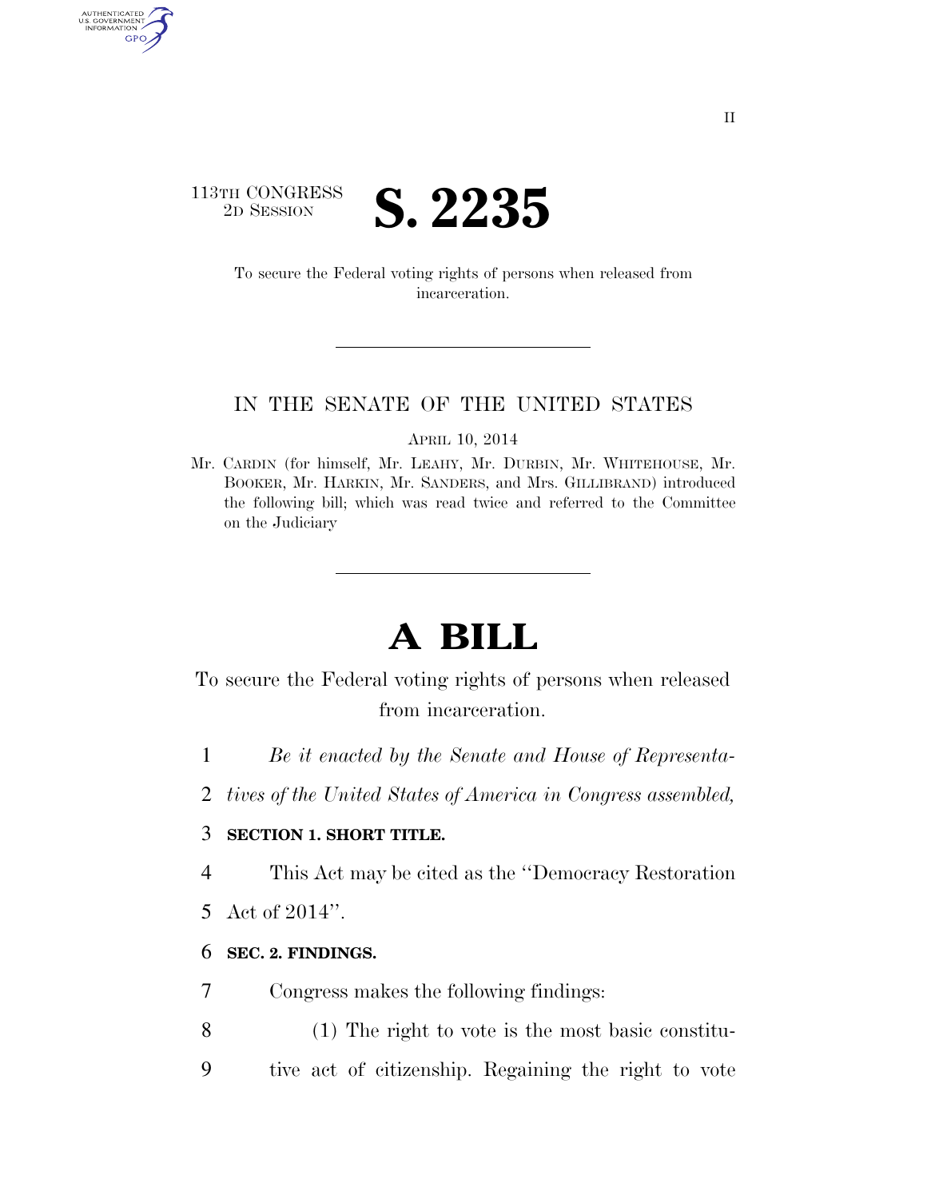113TH CONGRESS
2D SESSION

# S. 2235

To secure the Federal voting rights of persons when released from incarceration.

IN THE SENATE OF THE UNITED STATES

APRIL 10, 2014

Mr. CARDIN (for himself, Mr. LEAHY, Mr. DURBIN, Mr. WHITEHOUSE, Mr. BOOKER, Mr. HARKIN, Mr. SANDERS, and Mrs. GILLIBRAND) introduced the following bill; which was read twice and referred to the Committee on the Judiciary

# A BILL

To secure the Federal voting rights of persons when released from incarceration.

*Be it enacted by the Senate and House of Representatives of the United States of America in Congress assembled,*

**SECTION 1. SHORT TITLE.**

This Act may be cited as the ''Democracy Restoration Act of 2014''.

**SEC. 2. FINDINGS.**

Congress makes the following findings:

(1) The right to vote is the most basic constitutive act of citizenship. Regaining the right to vote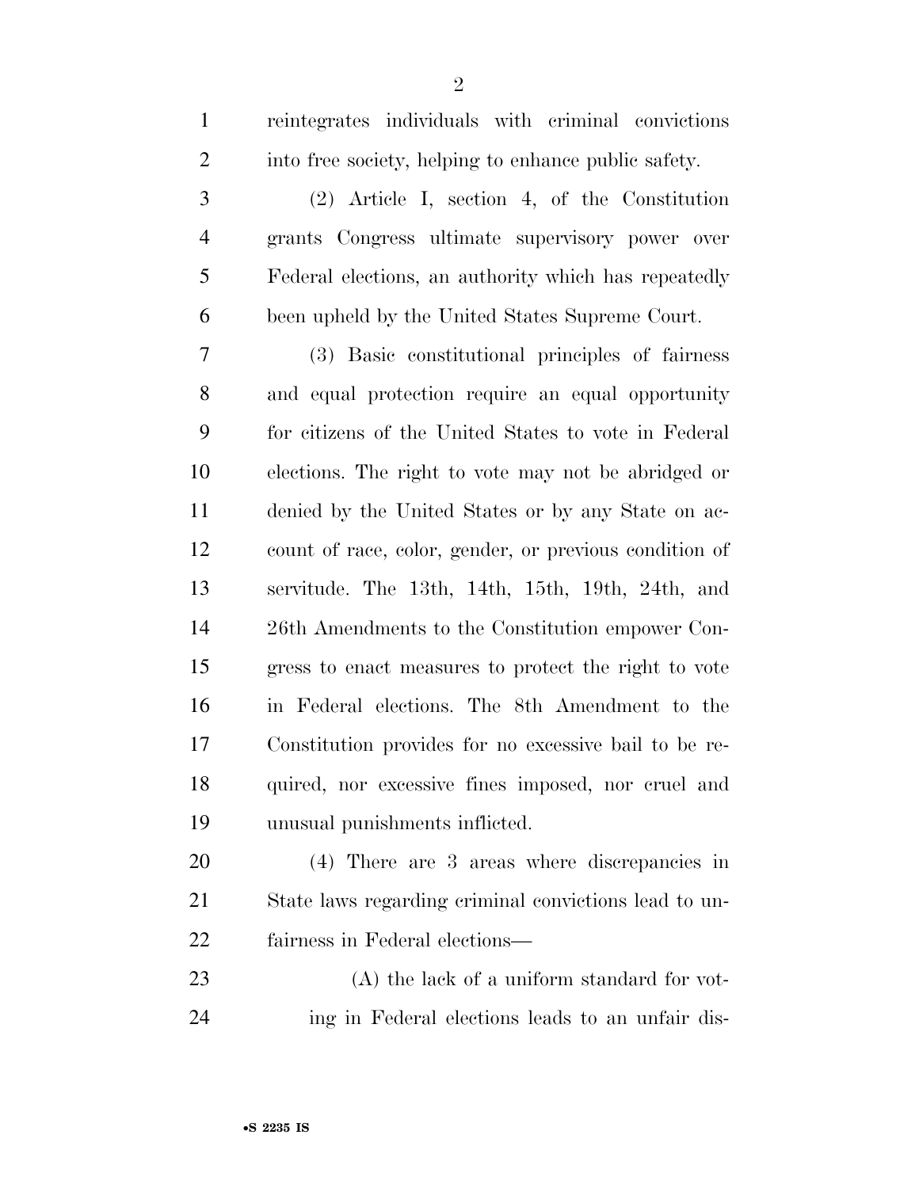reintegrates individuals with criminal convictions into free society, helping to enhance public safety.

(2) Article I, section 4, of the Constitution grants Congress ultimate supervisory power over Federal elections, an authority which has repeatedly been upheld by the United States Supreme Court.

(3) Basic constitutional principles of fairness and equal protection require an equal opportunity for citizens of the United States to vote in Federal elections. The right to vote may not be abridged or denied by the United States or by any State on account of race, color, gender, or previous condition of servitude. The 13th, 14th, 15th, 19th, 24th, and 26th Amendments to the Constitution empower Congress to enact measures to protect the right to vote in Federal elections. The 8th Amendment to the Constitution provides for no excessive bail to be required, nor excessive fines imposed, nor cruel and unusual punishments inflicted.

(4) There are 3 areas where discrepancies in State laws regarding criminal convictions lead to unfairness in Federal elections—

(A) the lack of a uniform standard for voting in Federal elections leads to an unfair dis-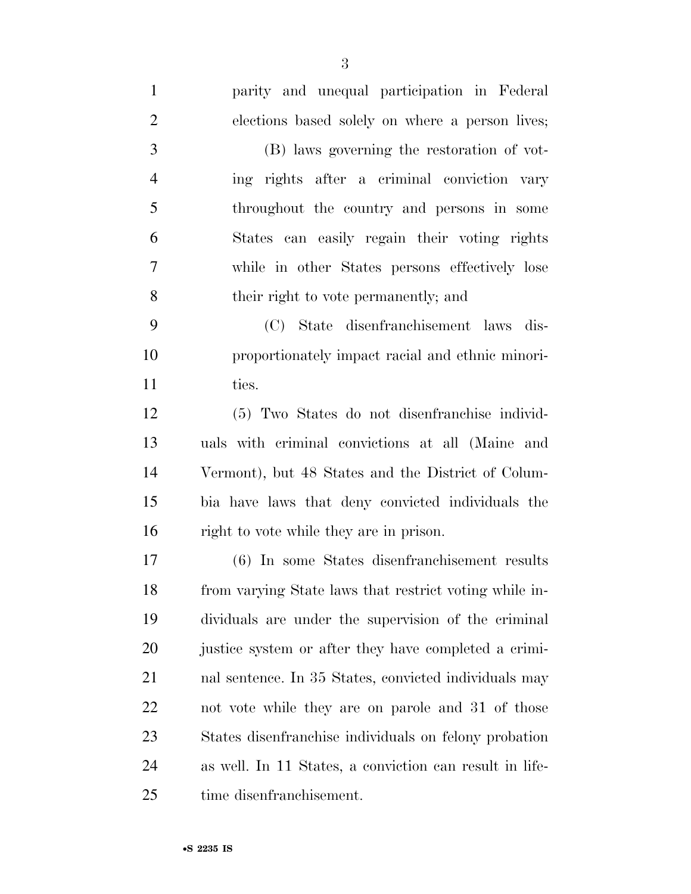parity and unequal participation in Federal elections based solely on where a person lives;

(B) laws governing the restoration of voting rights after a criminal conviction vary throughout the country and persons in some States can easily regain their voting rights while in other States persons effectively lose their right to vote permanently; and

(C) State disenfranchisement laws disproportionately impact racial and ethnic minorities.

(5) Two States do not disenfranchise individuals with criminal convictions at all (Maine and Vermont), but 48 States and the District of Columbia have laws that deny convicted individuals the right to vote while they are in prison.

(6) In some States disenfranchisement results from varying State laws that restrict voting while individuals are under the supervision of the criminal justice system or after they have completed a criminal sentence. In 35 States, convicted individuals may not vote while they are on parole and 31 of those States disenfranchise individuals on felony probation as well. In 11 States, a conviction can result in lifetime disenfranchisement.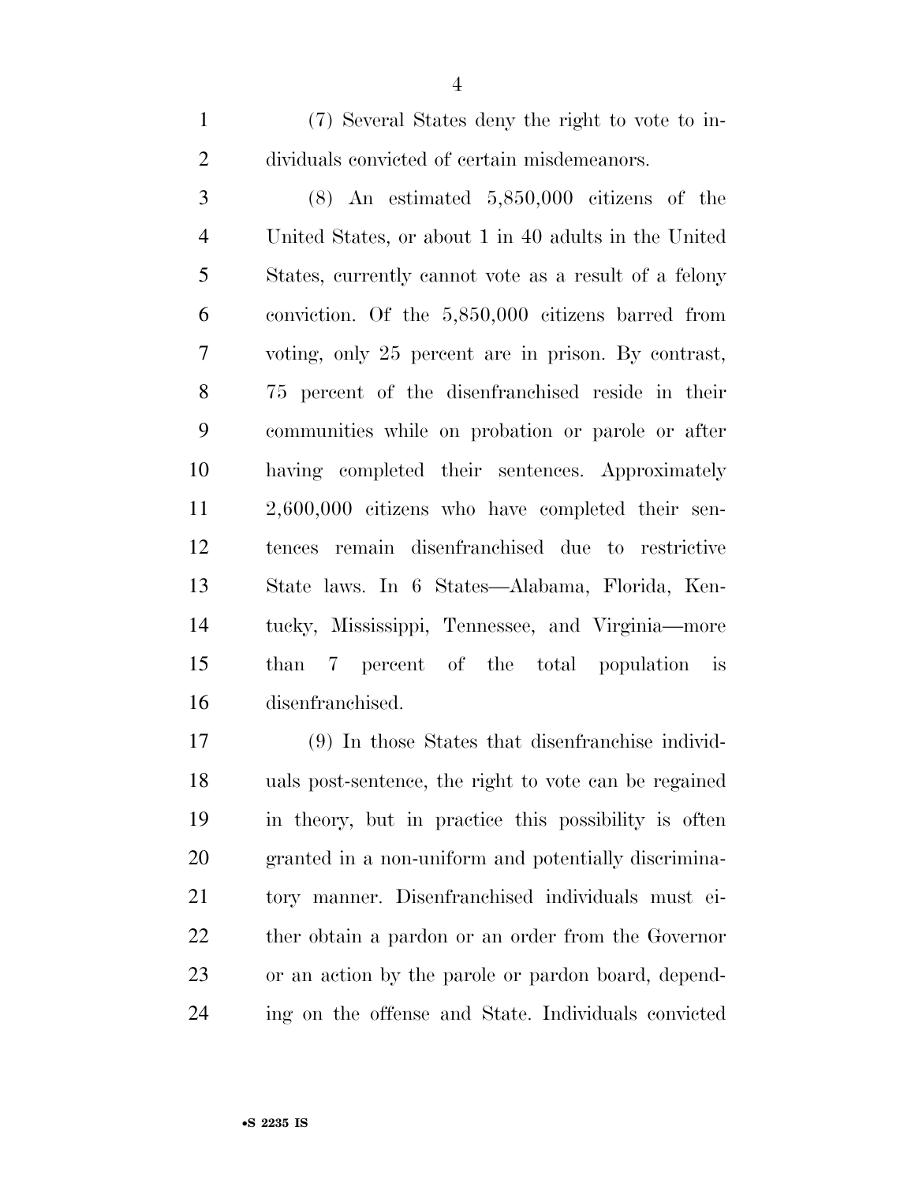(7) Several States deny the right to vote to individuals convicted of certain misdemeanors.

(8) An estimated 5,850,000 citizens of the United States, or about 1 in 40 adults in the United States, currently cannot vote as a result of a felony conviction. Of the 5,850,000 citizens barred from voting, only 25 percent are in prison. By contrast, 75 percent of the disenfranchised reside in their communities while on probation or parole or after having completed their sentences. Approximately 2,600,000 citizens who have completed their sentences remain disenfranchised due to restrictive State laws. In 6 States—Alabama, Florida, Kentucky, Mississippi, Tennessee, and Virginia—more than 7 percent of the total population is disenfranchised.

(9) In those States that disenfranchise individuals post-sentence, the right to vote can be regained in theory, but in practice this possibility is often granted in a non-uniform and potentially discriminatory manner. Disenfranchised individuals must either obtain a pardon or an order from the Governor or an action by the parole or pardon board, depending on the offense and State. Individuals convicted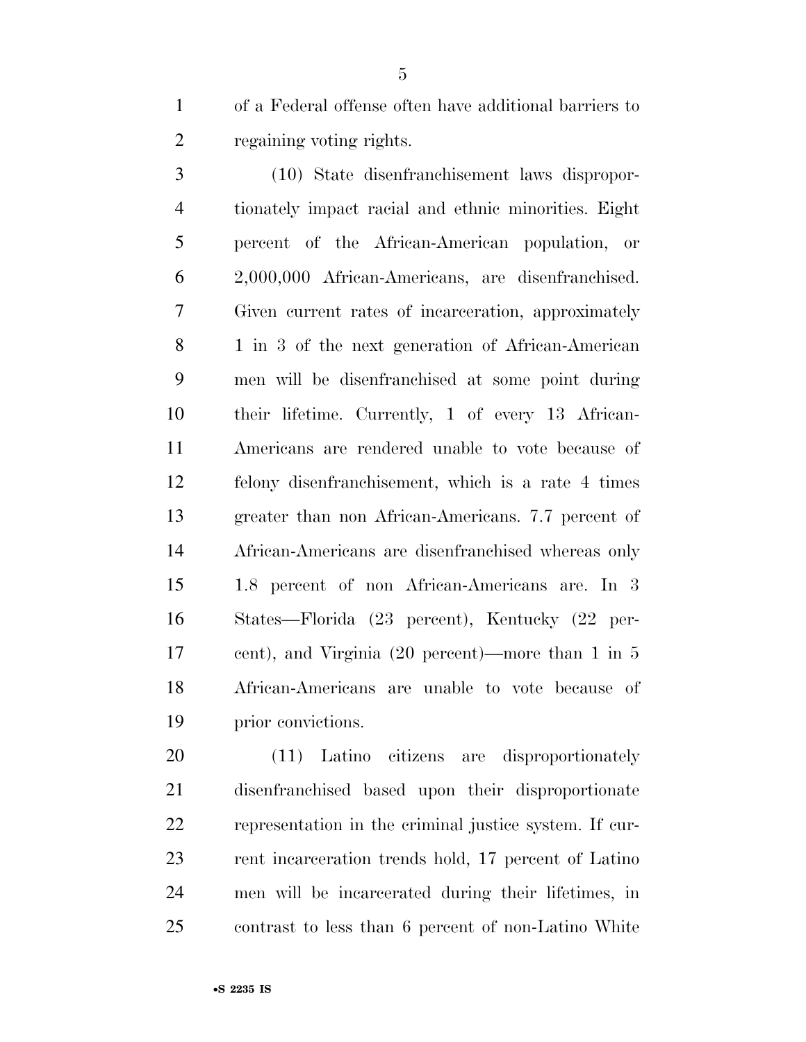of a Federal offense often have additional barriers to regaining voting rights.

(10) State disenfranchisement laws disproportionately impact racial and ethnic minorities. Eight percent of the African-American population, or 2,000,000 African-Americans, are disenfranchised. Given current rates of incarceration, approximately 1 in 3 of the next generation of African-American men will be disenfranchised at some point during their lifetime. Currently, 1 of every 13 African-Americans are rendered unable to vote because of felony disenfranchisement, which is a rate 4 times greater than non African-Americans. 7.7 percent of African-Americans are disenfranchised whereas only 1.8 percent of non African-Americans are. In 3 States—Florida (23 percent), Kentucky (22 percent), and Virginia (20 percent)—more than 1 in 5 African-Americans are unable to vote because of prior convictions.

(11) Latino citizens are disproportionately disenfranchised based upon their disproportionate representation in the criminal justice system. If current incarceration trends hold, 17 percent of Latino men will be incarcerated during their lifetimes, in contrast to less than 6 percent of non-Latino White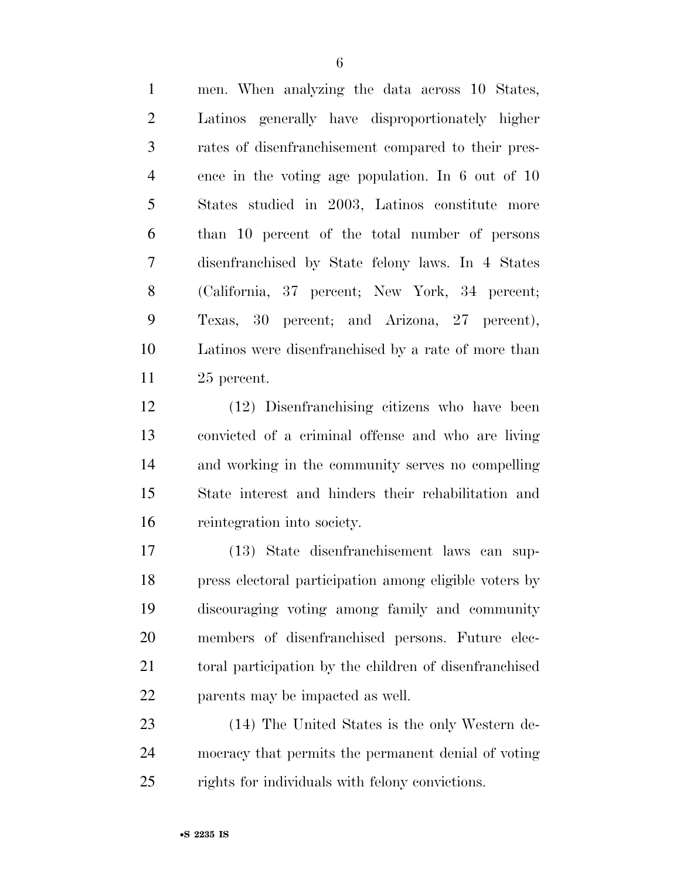men. When analyzing the data across 10 States, Latinos generally have disproportionately higher rates of disenfranchisement compared to their presence in the voting age population. In 6 out of 10 States studied in 2003, Latinos constitute more than 10 percent of the total number of persons disenfranchised by State felony laws. In 4 States (California, 37 percent; New York, 34 percent; Texas, 30 percent; and Arizona, 27 percent), Latinos were disenfranchised by a rate of more than 25 percent.

(12) Disenfranchising citizens who have been convicted of a criminal offense and who are living and working in the community serves no compelling State interest and hinders their rehabilitation and reintegration into society.

(13) State disenfranchisement laws can suppress electoral participation among eligible voters by discouraging voting among family and community members of disenfranchised persons. Future electoral participation by the children of disenfranchised parents may be impacted as well.

(14) The United States is the only Western democracy that permits the permanent denial of voting rights for individuals with felony convictions.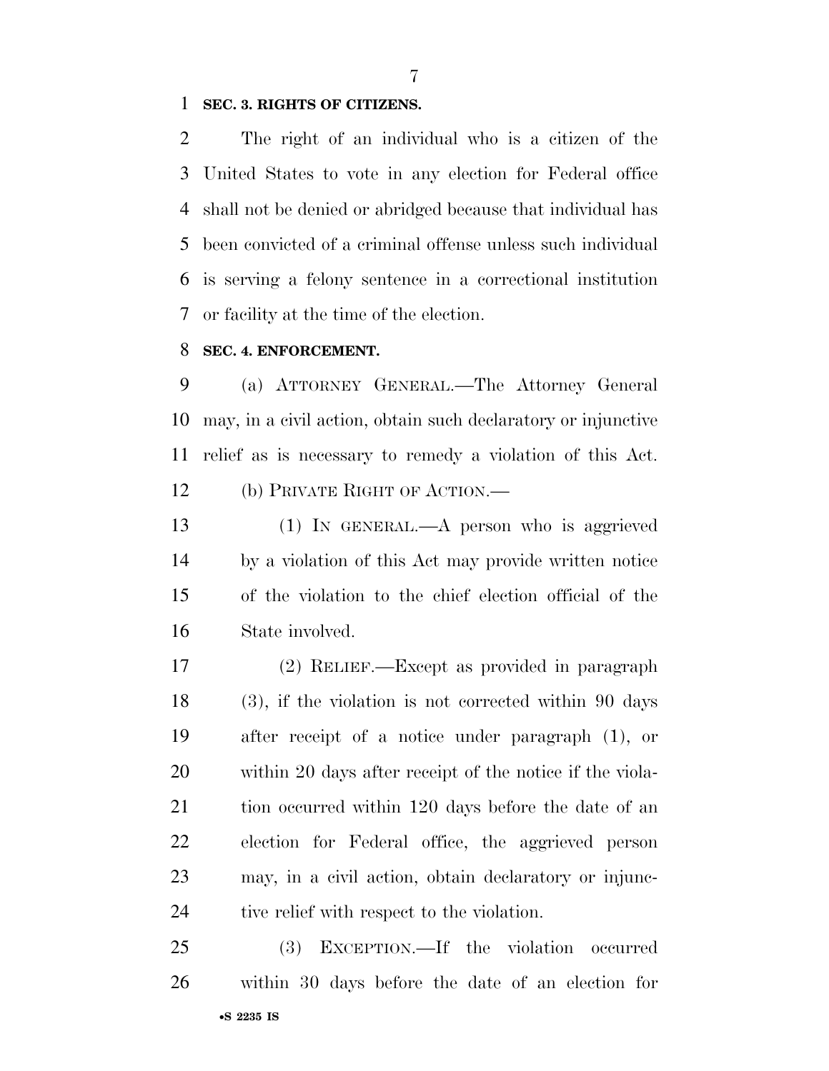**SEC. 3. RIGHTS OF CITIZENS.**

The right of an individual who is a citizen of the United States to vote in any election for Federal office shall not be denied or abridged because that individual has been convicted of a criminal offense unless such individual is serving a felony sentence in a correctional institution or facility at the time of the election.

**SEC. 4. ENFORCEMENT.**

(a) ATTORNEY GENERAL.—The Attorney General may, in a civil action, obtain such declaratory or injunctive relief as is necessary to remedy a violation of this Act.

(b) PRIVATE RIGHT OF ACTION.—

(1) IN GENERAL.—A person who is aggrieved by a violation of this Act may provide written notice of the violation to the chief election official of the State involved.

(2) RELIEF.—Except as provided in paragraph (3), if the violation is not corrected within 90 days after receipt of a notice under paragraph (1), or within 20 days after receipt of the notice if the violation occurred within 120 days before the date of an election for Federal office, the aggrieved person may, in a civil action, obtain declaratory or injunctive relief with respect to the violation.

(3) EXCEPTION.—If the violation occurred within 30 days before the date of an election for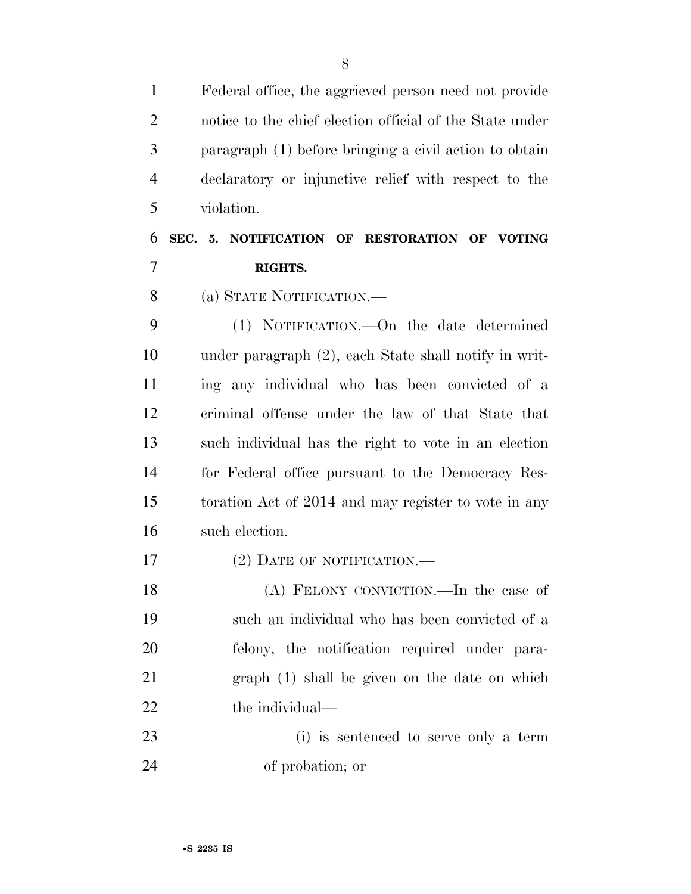Federal office, the aggrieved person need not provide notice to the chief election official of the State under paragraph (1) before bringing a civil action to obtain declaratory or injunctive relief with respect to the violation.

**SEC. 5. NOTIFICATION OF RESTORATION OF VOTING RIGHTS.**

(a) STATE NOTIFICATION.—

(1) NOTIFICATION.—On the date determined under paragraph (2), each State shall notify in writing any individual who has been convicted of a criminal offense under the law of that State that such individual has the right to vote in an election for Federal office pursuant to the Democracy Restoration Act of 2014 and may register to vote in any such election.

(2) DATE OF NOTIFICATION.—

(A) FELONY CONVICTION.—In the case of such an individual who has been convicted of a felony, the notification required under paragraph (1) shall be given on the date on which the individual—

(i) is sentenced to serve only a term of probation; or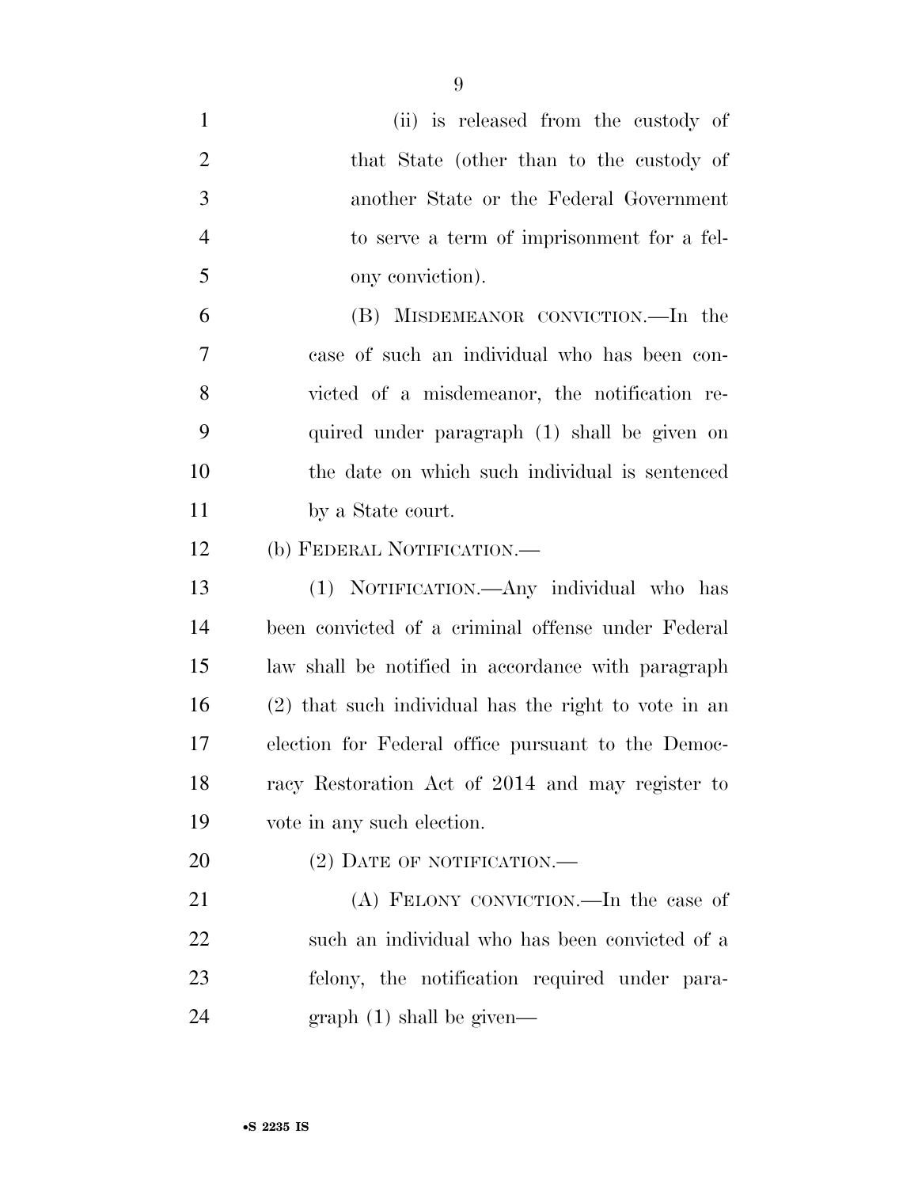(ii) is released from the custody of that State (other than to the custody of another State or the Federal Government to serve a term of imprisonment for a felony conviction).

(B) MISDEMEANOR CONVICTION.—In the case of such an individual who has been convicted of a misdemeanor, the notification required under paragraph (1) shall be given on the date on which such individual is sentenced by a State court.

(b) FEDERAL NOTIFICATION.—

(1) NOTIFICATION.—Any individual who has been convicted of a criminal offense under Federal law shall be notified in accordance with paragraph (2) that such individual has the right to vote in an election for Federal office pursuant to the Democracy Restoration Act of 2014 and may register to vote in any such election.

(2) DATE OF NOTIFICATION.—

(A) FELONY CONVICTION.—In the case of such an individual who has been convicted of a felony, the notification required under paragraph (1) shall be given—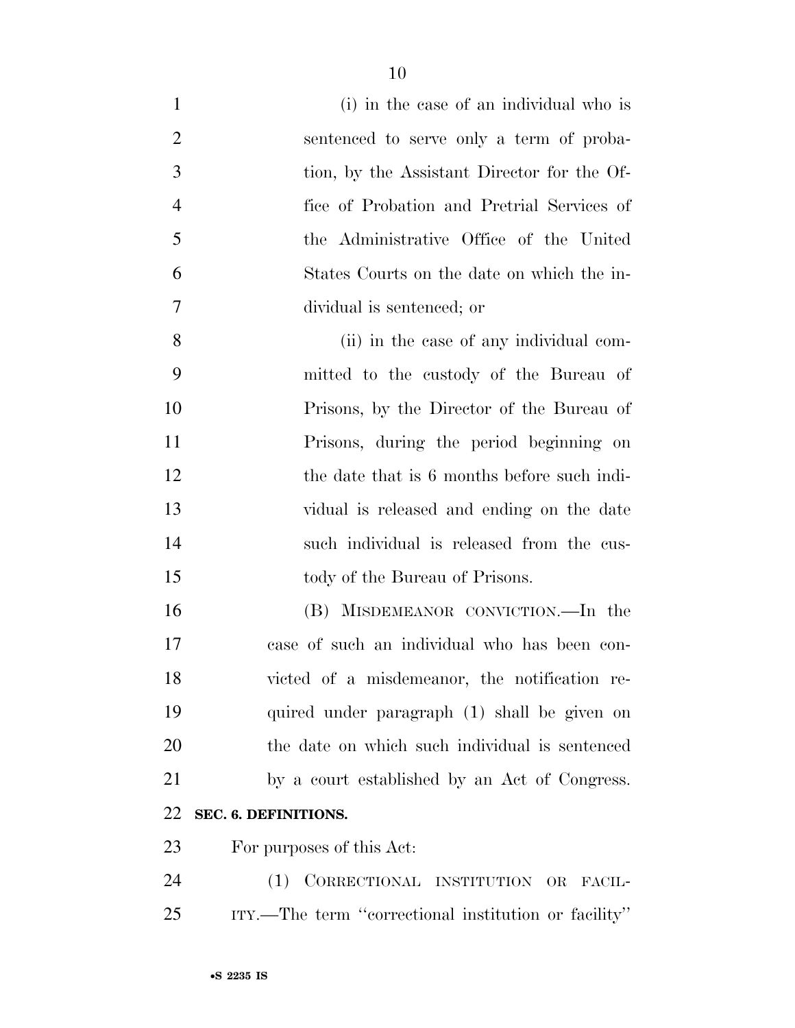(i) in the case of an individual who is sentenced to serve only a term of probation, by the Assistant Director for the Office of Probation and Pretrial Services of the Administrative Office of the United States Courts on the date on which the individual is sentenced; or

(ii) in the case of any individual committed to the custody of the Bureau of Prisons, by the Director of the Bureau of Prisons, during the period beginning on the date that is 6 months before such individual is released and ending on the date such individual is released from the custody of the Bureau of Prisons.

(B) MISDEMEANOR CONVICTION.—In the case of such an individual who has been convicted of a misdemeanor, the notification required under paragraph (1) shall be given on the date on which such individual is sentenced by a court established by an Act of Congress.

**SEC. 6. DEFINITIONS.**

For purposes of this Act:

(1) CORRECTIONAL INSTITUTION OR FACILITY.—The term ''correctional institution or facility''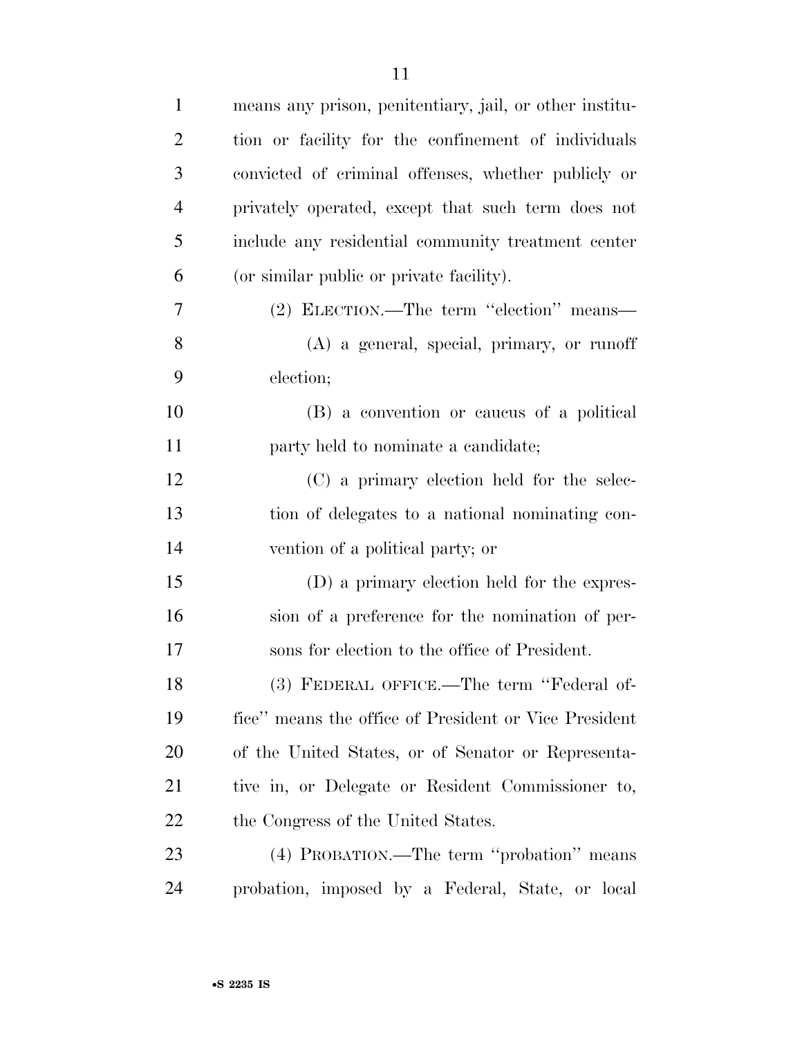means any prison, penitentiary, jail, or other institution or facility for the confinement of individuals convicted of criminal offenses, whether publicly or privately operated, except that such term does not include any residential community treatment center (or similar public or private facility).

(2) ELECTION.—The term "election" means—

(A) a general, special, primary, or runoff election;

(B) a convention or caucus of a political party held to nominate a candidate;

(C) a primary election held for the selection of delegates to a national nominating convention of a political party; or

(D) a primary election held for the expression of a preference for the nomination of persons for election to the office of President.

(3) FEDERAL OFFICE.—The term "Federal office" means the office of President or Vice President of the United States, or of Senator or Representative in, or Delegate or Resident Commissioner to, the Congress of the United States.

(4) PROBATION.—The term "probation" means probation, imposed by a Federal, State, or local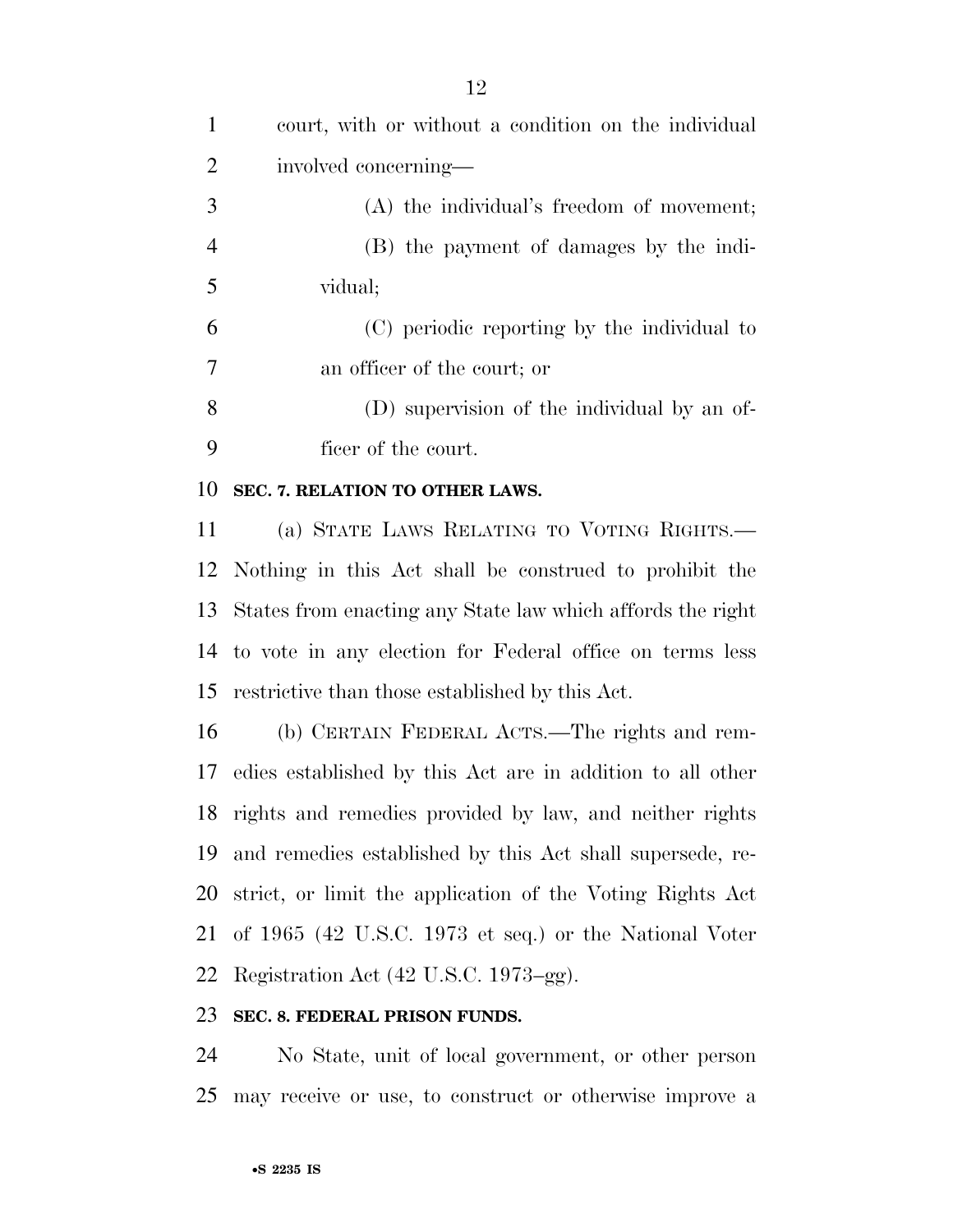court, with or without a condition on the individual involved concerning—

(A) the individual's freedom of movement;

(B) the payment of damages by the individual;

(C) periodic reporting by the individual to an officer of the court; or

(D) supervision of the individual by an officer of the court.

**SEC. 7. RELATION TO OTHER LAWS.**

(a) STATE LAWS RELATING TO VOTING RIGHTS.—Nothing in this Act shall be construed to prohibit the States from enacting any State law which affords the right to vote in any election for Federal office on terms less restrictive than those established by this Act.

(b) CERTAIN FEDERAL ACTS.—The rights and remedies established by this Act are in addition to all other rights and remedies provided by law, and neither rights and remedies established by this Act shall supersede, restrict, or limit the application of the Voting Rights Act of 1965 (42 U.S.C. 1973 et seq.) or the National Voter Registration Act (42 U.S.C. 1973–gg).

**SEC. 8. FEDERAL PRISON FUNDS.**

No State, unit of local government, or other person may receive or use, to construct or otherwise improve a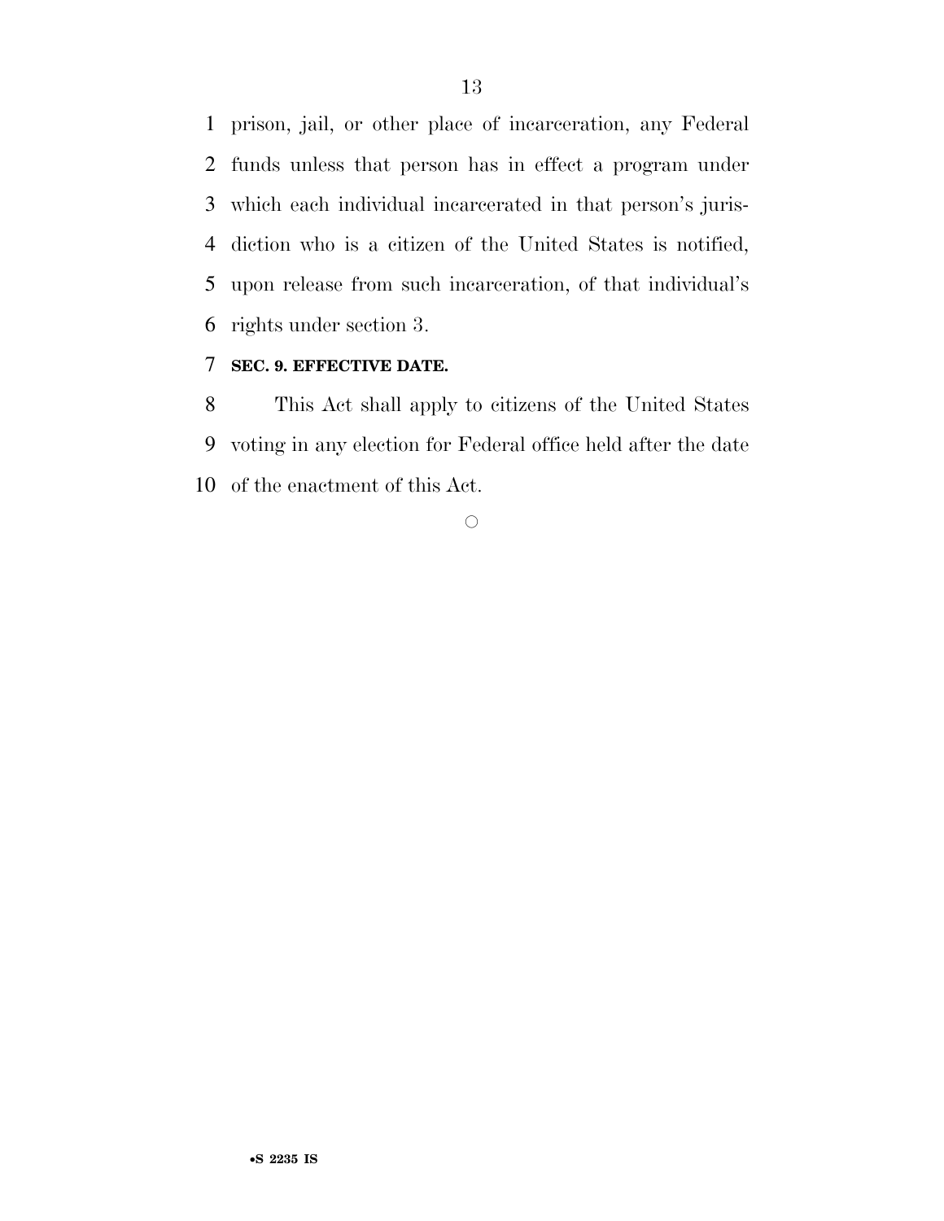prison, jail, or other place of incarceration, any Federal funds unless that person has in effect a program under which each individual incarcerated in that person's jurisdiction who is a citizen of the United States is notified, upon release from such incarceration, of that individual's rights under section 3.

**SEC. 9. EFFECTIVE DATE.**

This Act shall apply to citizens of the United States voting in any election for Federal office held after the date of the enactment of this Act.

○